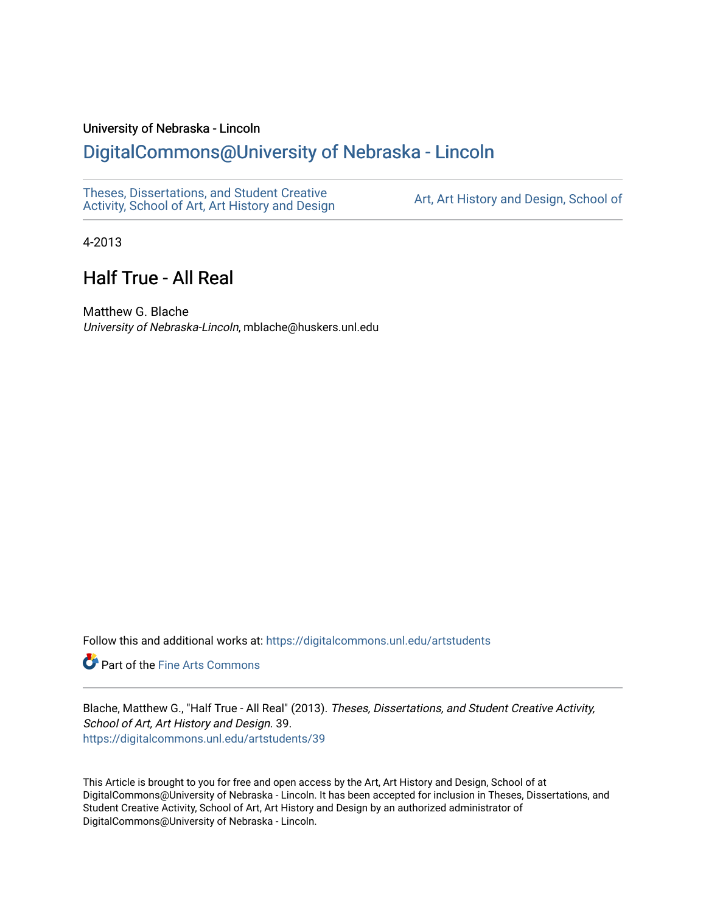University of Nebraska - Lincoln

## DigitalCommons@University of Nebraska - Lincoln

Theses, Dissertations, and Student Creative Activity, School of Art, Art History and Design

Art, Art History and Design, School of

4-2013

# Half True - All Real

Matthew G. Blache
*University of Nebraska-Lincoln*, mblache@huskers.unl.edu

Follow this and additional works at: https://digitalcommons.unl.edu/artstudents

Part of the Fine Arts Commons

Blache, Matthew G., "Half True - All Real" (2013). *Theses, Dissertations, and Student Creative Activity, School of Art, Art History and Design*. 39.
https://digitalcommons.unl.edu/artstudents/39

This Article is brought to you for free and open access by the Art, Art History and Design, School of at DigitalCommons@University of Nebraska - Lincoln. It has been accepted for inclusion in Theses, Dissertations, and Student Creative Activity, School of Art, Art History and Design by an authorized administrator of DigitalCommons@University of Nebraska - Lincoln.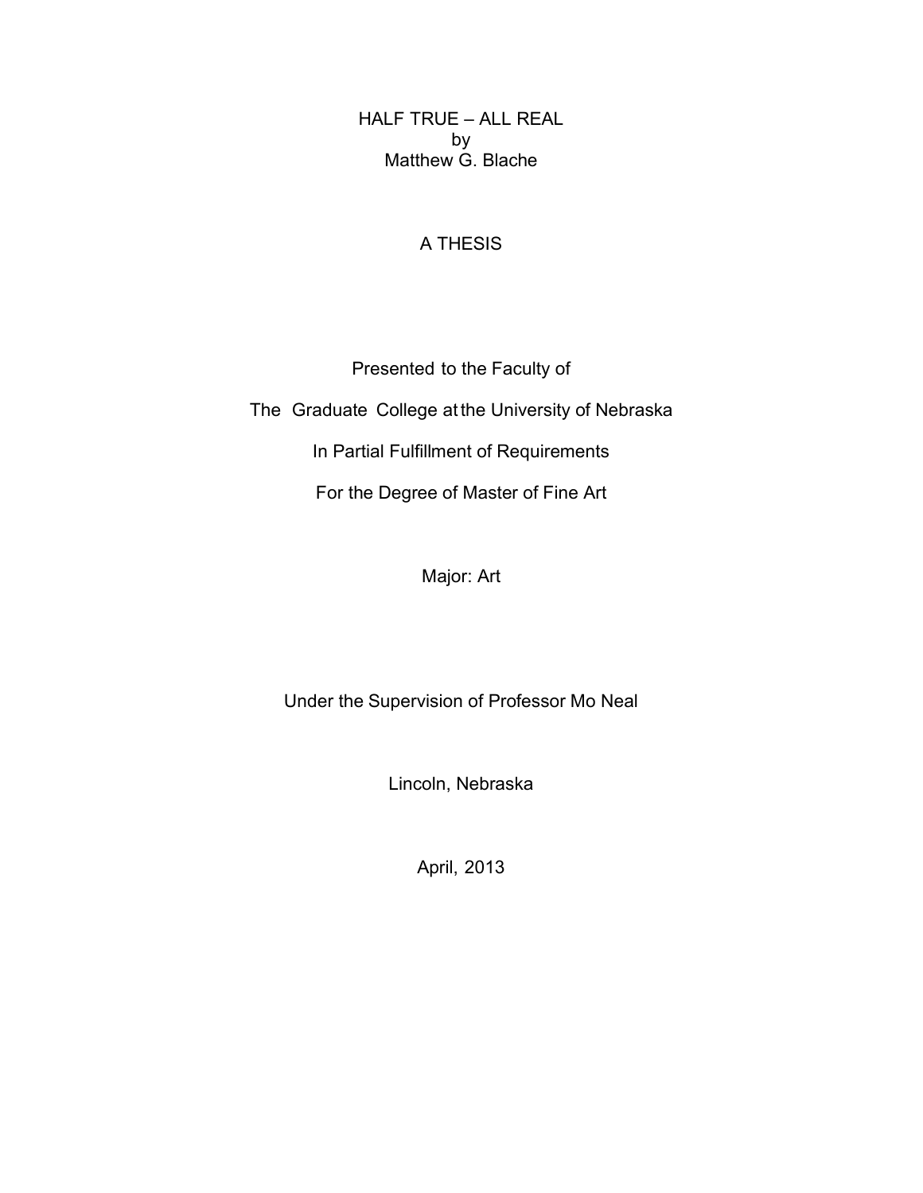# HALF TRUE – ALL REAL

by

Matthew G. Blache

A THESIS

Presented to the Faculty of

The Graduate College at the University of Nebraska

In Partial Fulfillment of Requirements

For the Degree of Master of Fine Art

Major: Art

Under the Supervision of Professor Mo Neal

Lincoln, Nebraska

April, 2013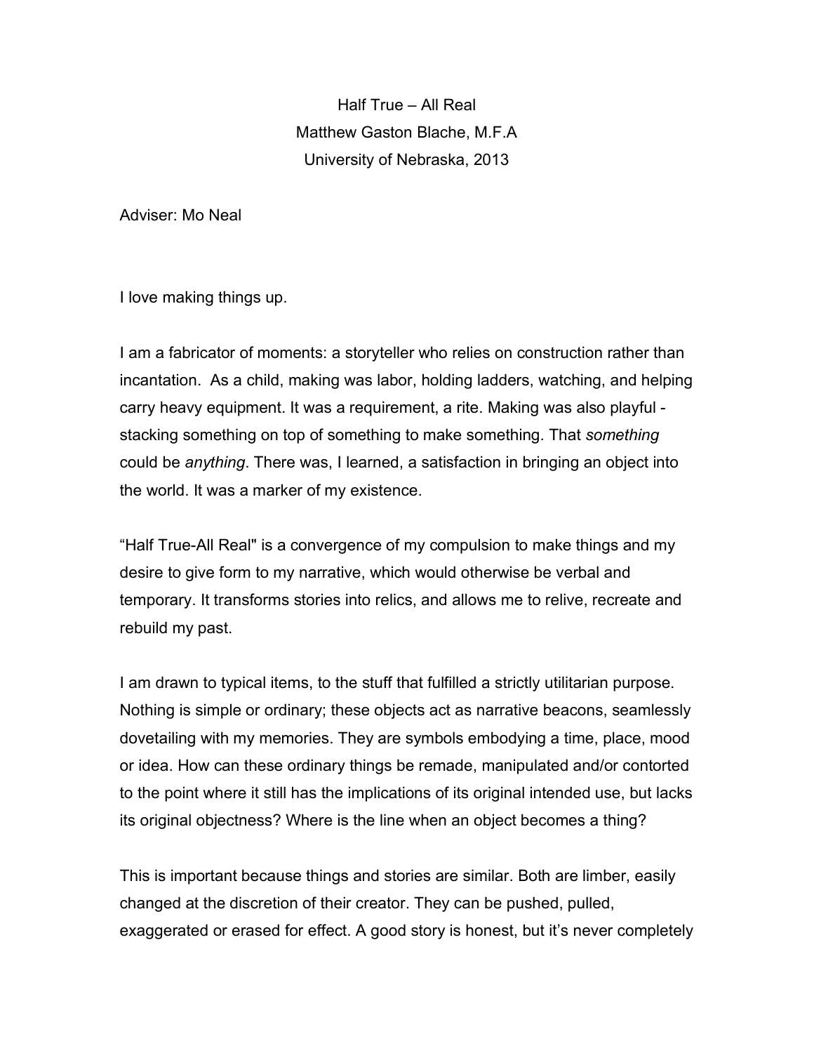Half True – All Real

Matthew Gaston Blache, M.F.A

University of Nebraska, 2013

Adviser: Mo Neal

I love making things up.

I am a fabricator of moments: a storyteller who relies on construction rather than incantation. As a child, making was labor, holding ladders, watching, and helping carry heavy equipment. It was a requirement, a rite. Making was also playful - stacking something on top of something to make something. That *something* could be *anything*. There was, I learned, a satisfaction in bringing an object into the world. It was a marker of my existence.

“Half True-All Real" is a convergence of my compulsion to make things and my desire to give form to my narrative, which would otherwise be verbal and temporary. It transforms stories into relics, and allows me to relive, recreate and rebuild my past.

I am drawn to typical items, to the stuff that fulfilled a strictly utilitarian purpose. Nothing is simple or ordinary; these objects act as narrative beacons, seamlessly dovetailing with my memories. They are symbols embodying a time, place, mood or idea. How can these ordinary things be remade, manipulated and/or contorted to the point where it still has the implications of its original intended use, but lacks its original objectness? Where is the line when an object becomes a thing?

This is important because things and stories are similar. Both are limber, easily changed at the discretion of their creator. They can be pushed, pulled, exaggerated or erased for effect. A good story is honest, but it’s never completely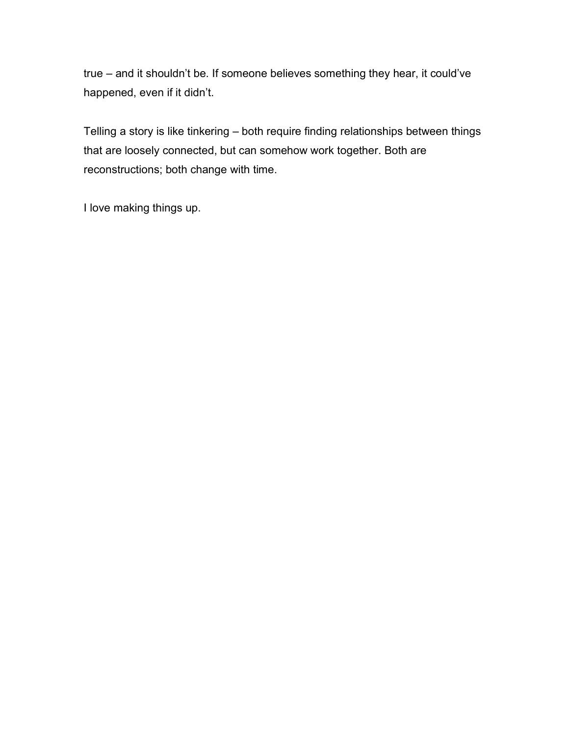true – and it shouldn't be. If someone believes something they hear, it could've happened, even if it didn't.

Telling a story is like tinkering – both require finding relationships between things that are loosely connected, but can somehow work together. Both are reconstructions; both change with time.

I love making things up.